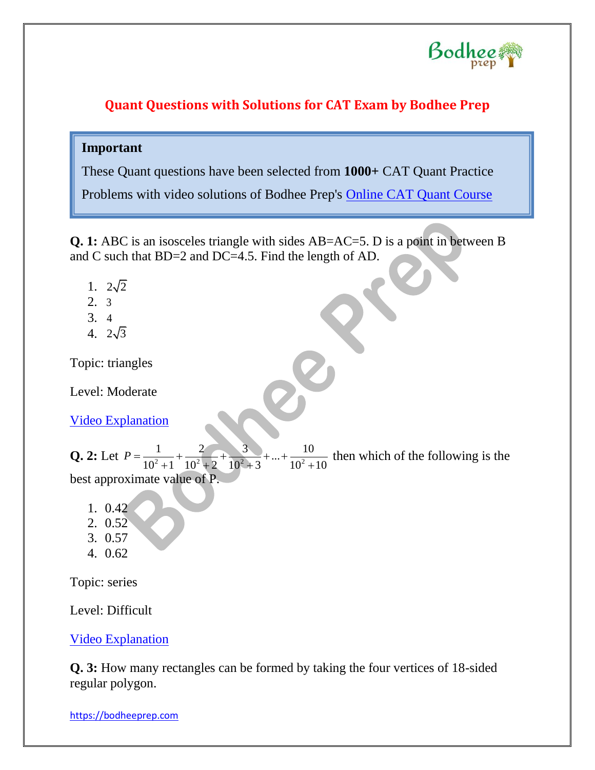# Quant Questions with Solutions for CAT Exam by Bodhee Prep

> **Important**
>
> These Quant questions have been selected from **1000+** CAT Quant Practice Problems with video solutions of Bodhee Prep's [Online CAT Quant Course]()

**Q. 1:** ABC is an isosceles triangle with sides AB=AC=5. D is a point in between B and C such that BD=2 and DC=4.5. Find the length of AD.

1. $2\sqrt{2}$
2. $3$
3. $4$
4. $2\sqrt{3}$

Topic: triangles

Level: Moderate

[Video Explanation]()

**Q. 2:** Let $P = \frac{1}{10^2+1} + \frac{2}{10^2+2} + \frac{3}{10^2+3} + \ldots + \frac{10}{10^2+10}$ then which of the following is the best approximate value of P.

1. 0.42
2. 0.52
3. 0.57
4. 0.62

Topic: series

Level: Difficult

[Video Explanation]()

**Q. 3:** How many rectangles can be formed by taking the four vertices of 18-sided regular polygon.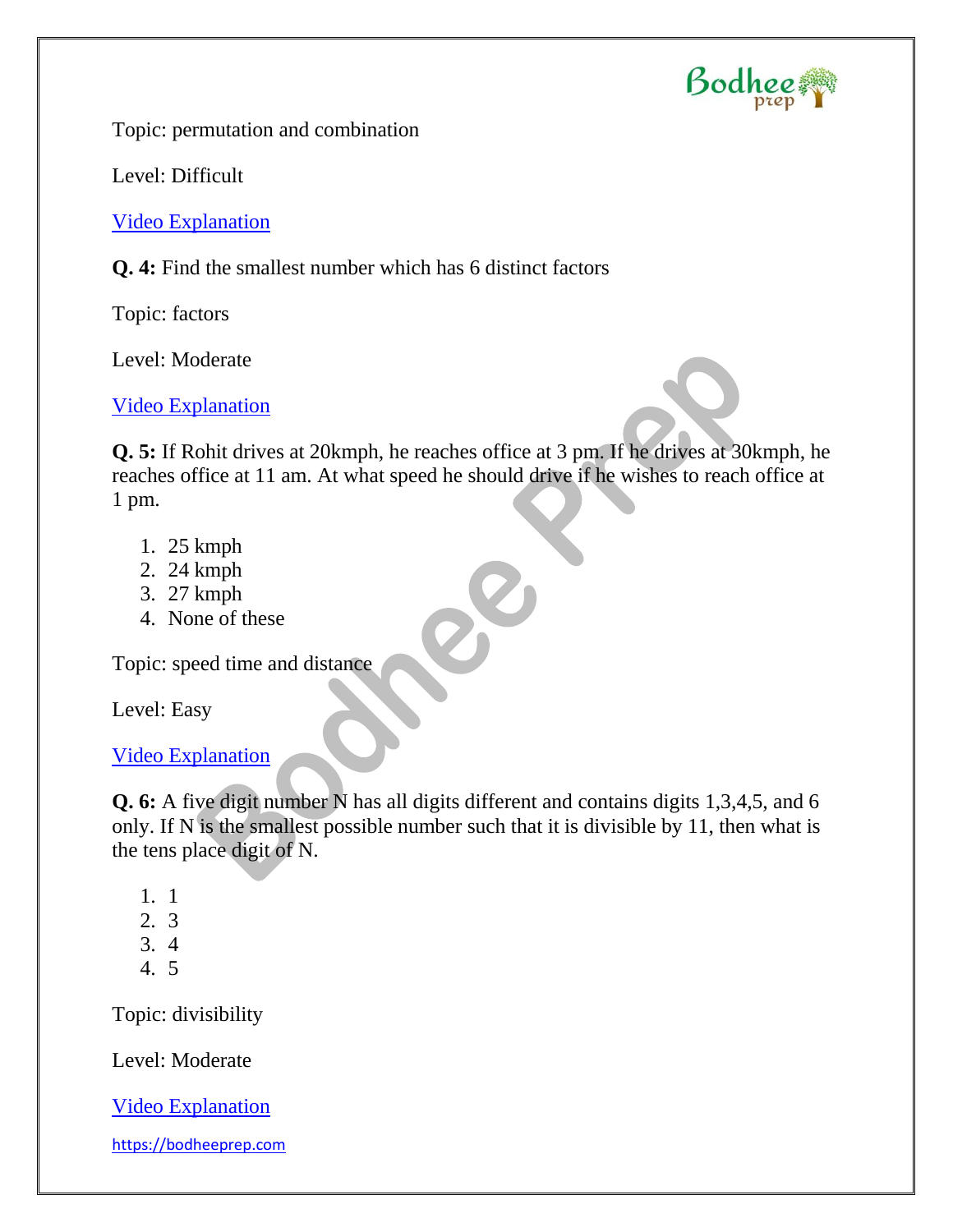Topic: permutation and combination

Level: Difficult

Video Explanation

**Q. 4:** Find the smallest number which has 6 distinct factors

Topic: factors

Level: Moderate

Video Explanation

**Q. 5:** If Rohit drives at 20kmph, he reaches office at 3 pm. If he drives at 30kmph, he reaches office at 11 am. At what speed he should drive if he wishes to reach office at 1 pm.

1. 25 kmph
2. 24 kmph
3. 27 kmph
4. None of these

Topic: speed time and distance

Level: Easy

Video Explanation

**Q. 6:** A five digit number N has all digits different and contains digits 1,3,4,5, and 6 only. If N is the smallest possible number such that it is divisible by 11, then what is the tens place digit of N.

1. 1
2. 3
3. 4
4. 5

Topic: divisibility

Level: Moderate

Video Explanation

https://bodheeprep.com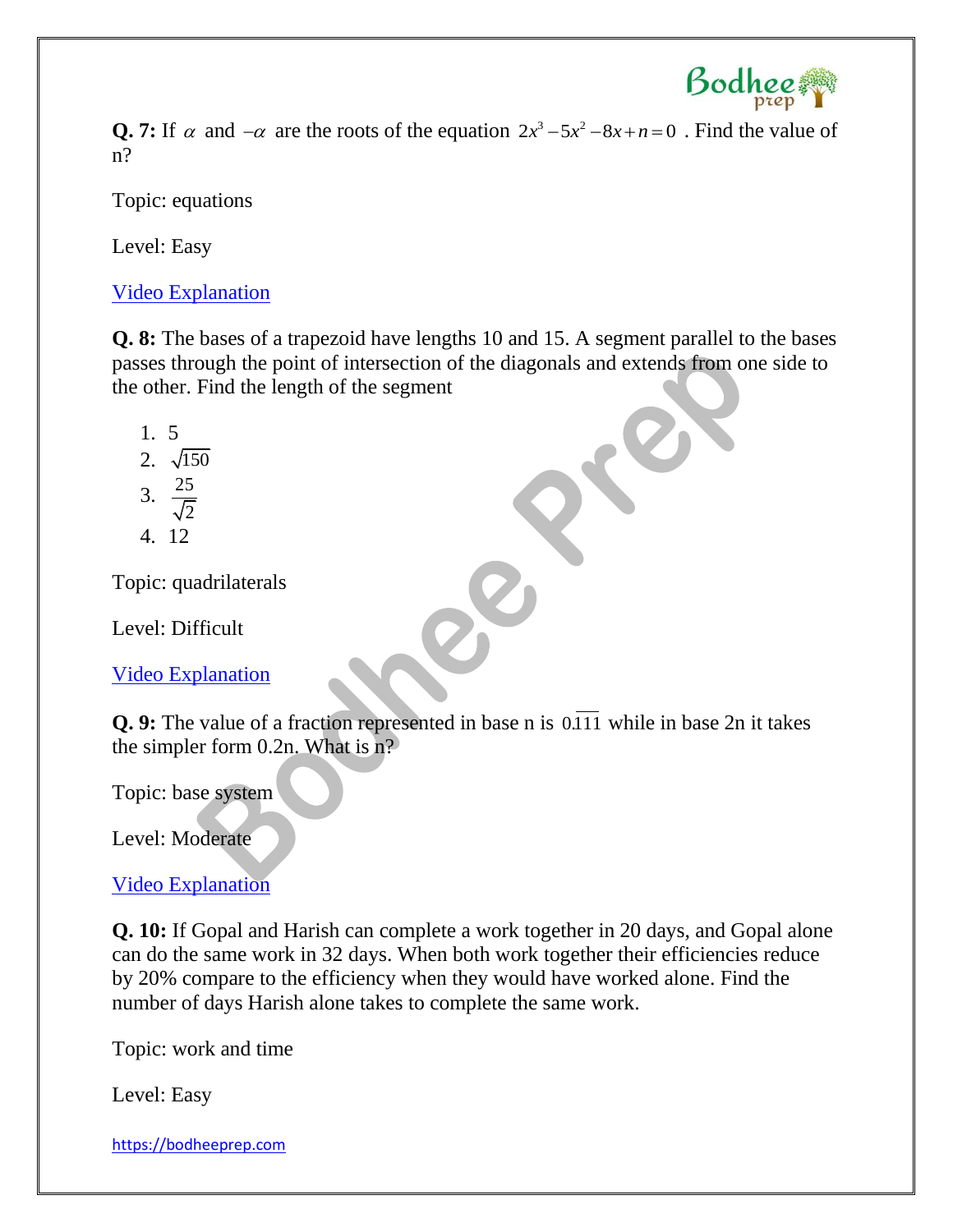**Q. 7:** If $\alpha$ and $-\alpha$ are the roots of the equation $2x^3 - 5x^2 - 8x + n = 0$ . Find the value of n?

Topic: equations

Level: Easy

Video Explanation

**Q. 8:** The bases of a trapezoid have lengths 10 and 15. A segment parallel to the bases passes through the point of intersection of the diagonals and extends from one side to the other. Find the length of the segment

1. 5
2. $\sqrt{150}$
3. $\frac{25}{\sqrt{2}}$
4. 12

Topic: quadrilaterals

Level: Difficult

Video Explanation

**Q. 9:** The value of a fraction represented in base n is $0.\overline{111}$ while in base 2n it takes the simpler form 0.2n. What is n?

Topic: base system

Level: Moderate

Video Explanation

**Q. 10:** If Gopal and Harish can complete a work together in 20 days, and Gopal alone can do the same work in 32 days. When both work together their efficiencies reduce by 20% compare to the efficiency when they would have worked alone. Find the number of days Harish alone takes to complete the same work.

Topic: work and time

Level: Easy

https://bodheeprep.com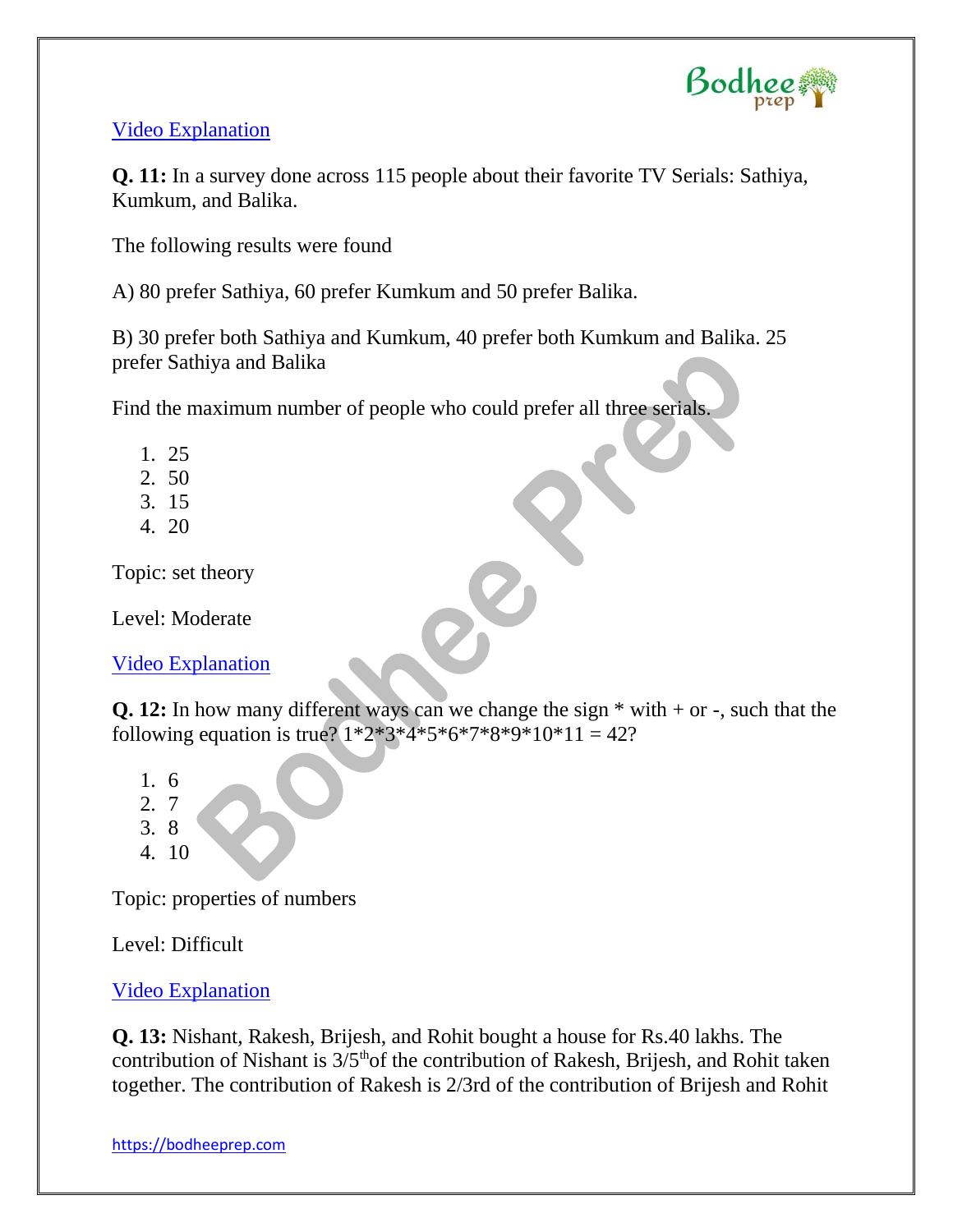Video Explanation

**Q. 11:** In a survey done across 115 people about their favorite TV Serials: Sathiya, Kumkum, and Balika.

The following results were found

A) 80 prefer Sathiya, 60 prefer Kumkum and 50 prefer Balika.

B) 30 prefer both Sathiya and Kumkum, 40 prefer both Kumkum and Balika. 25 prefer Sathiya and Balika

Find the maximum number of people who could prefer all three serials.

1. 25
2. 50
3. 15
4. 20

Topic: set theory

Level: Moderate

Video Explanation

**Q. 12:** In how many different ways can we change the sign * with + or -, such that the following equation is true? 1*2*3*4*5*6*7*8*9*10*11 = 42?

1. 6
2. 7
3. 8
4. 10

Topic: properties of numbers

Level: Difficult

Video Explanation

**Q. 13:** Nishant, Rakesh, Brijesh, and Rohit bought a house for Rs.40 lakhs. The contribution of Nishant is 3/5th of the contribution of Rakesh, Brijesh, and Rohit taken together. The contribution of Rakesh is 2/3rd of the contribution of Brijesh and Rohit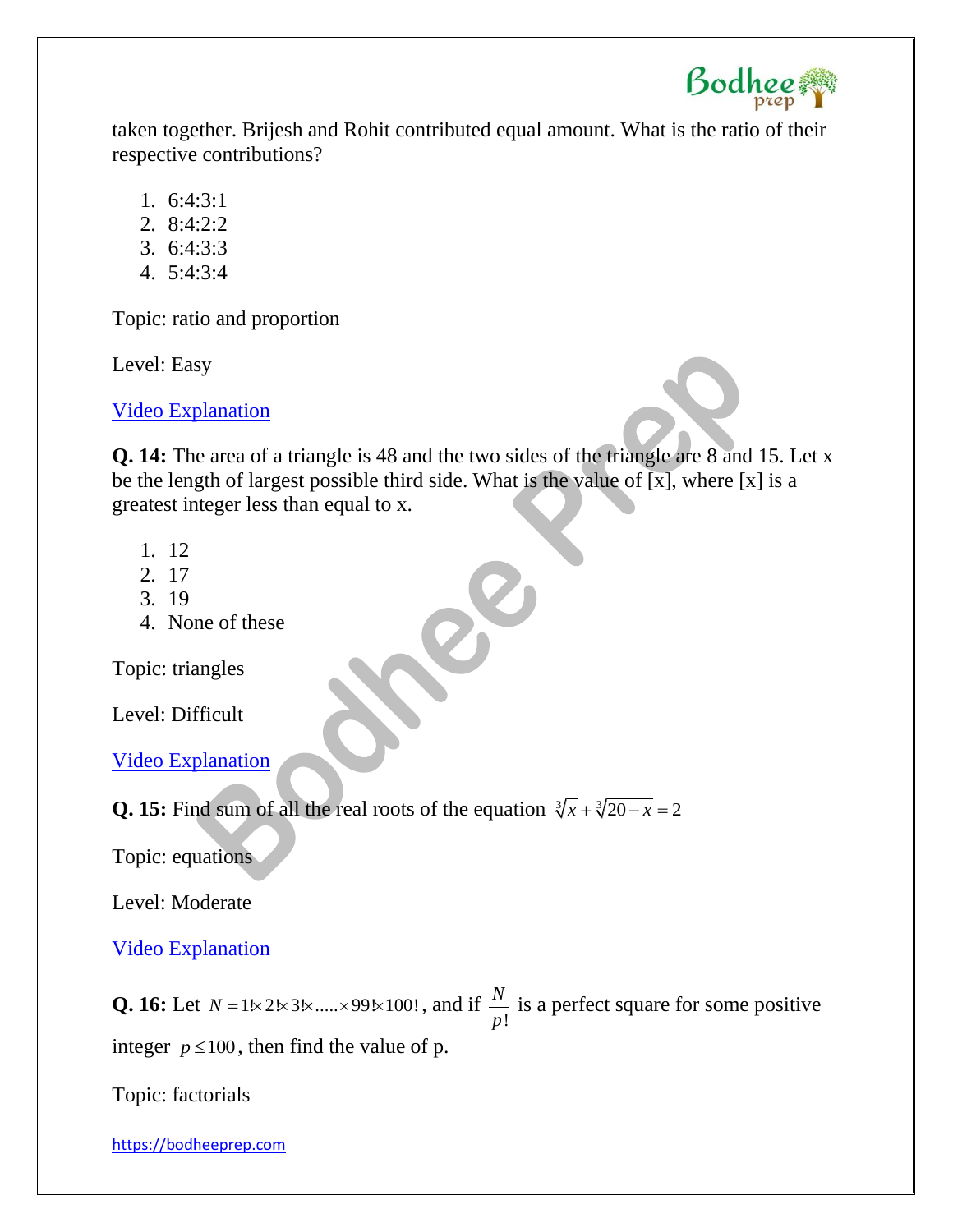taken together. Brijesh and Rohit contributed equal amount. What is the ratio of their respective contributions?

1. 6:4:3:1
2. 8:4:2:2
3. 6:4:3:3
4. 5:4:3:4

Topic: ratio and proportion

Level: Easy

Video Explanation

**Q. 14:** The area of a triangle is 48 and the two sides of the triangle are 8 and 15. Let x be the length of largest possible third side. What is the value of [x], where [x] is a greatest integer less than equal to x.

1. 12
2. 17
3. 19
4. None of these

Topic: triangles

Level: Difficult

Video Explanation

**Q. 15:** Find sum of all the real roots of the equation $\sqrt[3]{x} + \sqrt[3]{20 - x} = 2$

Topic: equations

Level: Moderate

Video Explanation

**Q. 16:** Let $N = 1! \times 2! \times 3! \times ..... \times 99! \times 100!$, and if $\frac{N}{p!}$ is a perfect square for some positive integer $p \leq 100$, then find the value of p.

Topic: factorials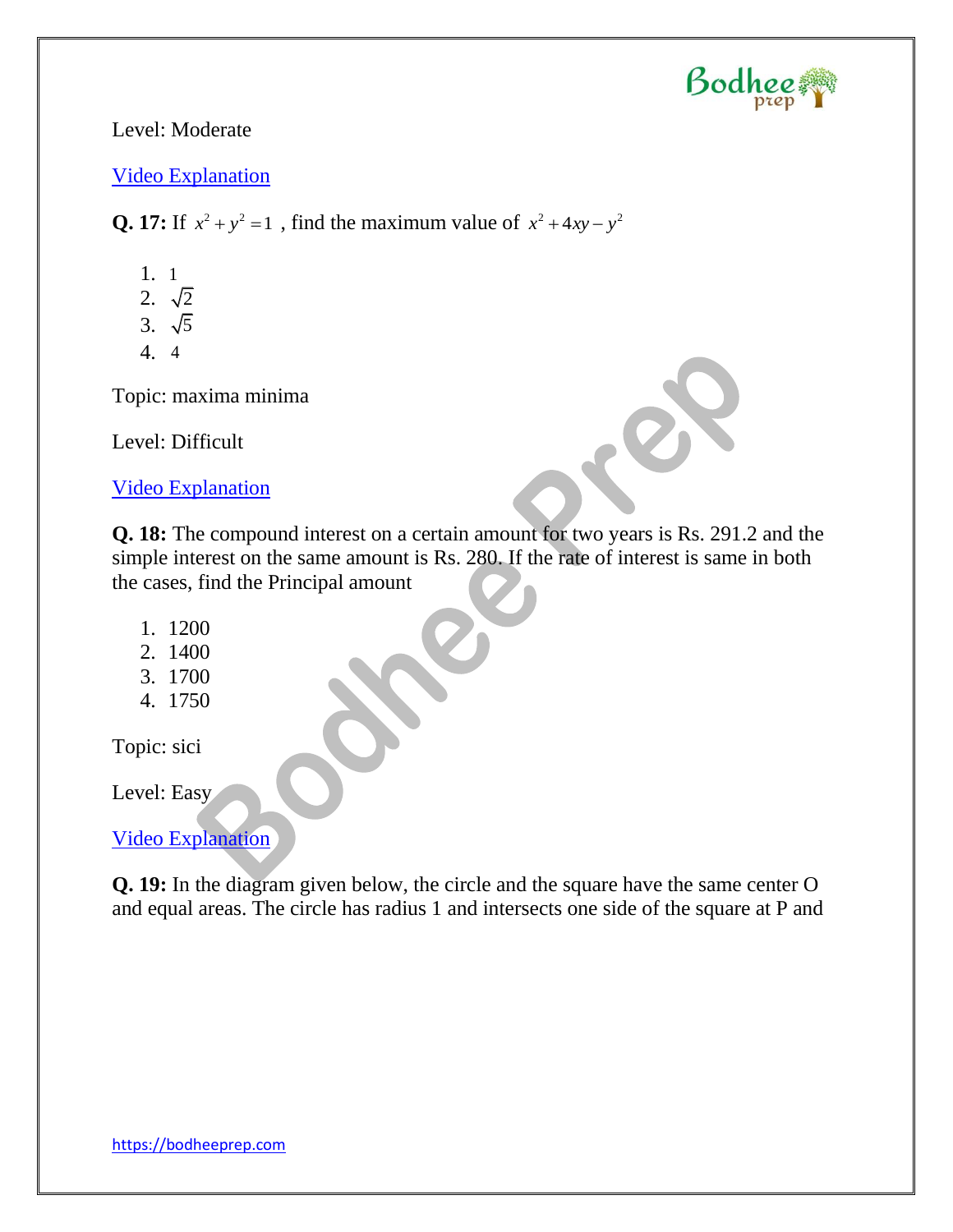Level: Moderate

Video Explanation

**Q. 17:** If $x^2 + y^2 = 1$ , find the maximum value of $x^2 + 4xy - y^2$

1. $1$
2. $\sqrt{2}$
3. $\sqrt{5}$
4. $4$

Topic: maxima minima

Level: Difficult

Video Explanation

**Q. 18:** The compound interest on a certain amount for two years is Rs. 291.2 and the simple interest on the same amount is Rs. 280. If the rate of interest is same in both the cases, find the Principal amount

1. 1200
2. 1400
3. 1700
4. 1750

Topic: sici

Level: Easy

Video Explanation

**Q. 19:** In the diagram given below, the circle and the square have the same center O and equal areas. The circle has radius 1 and intersects one side of the square at P and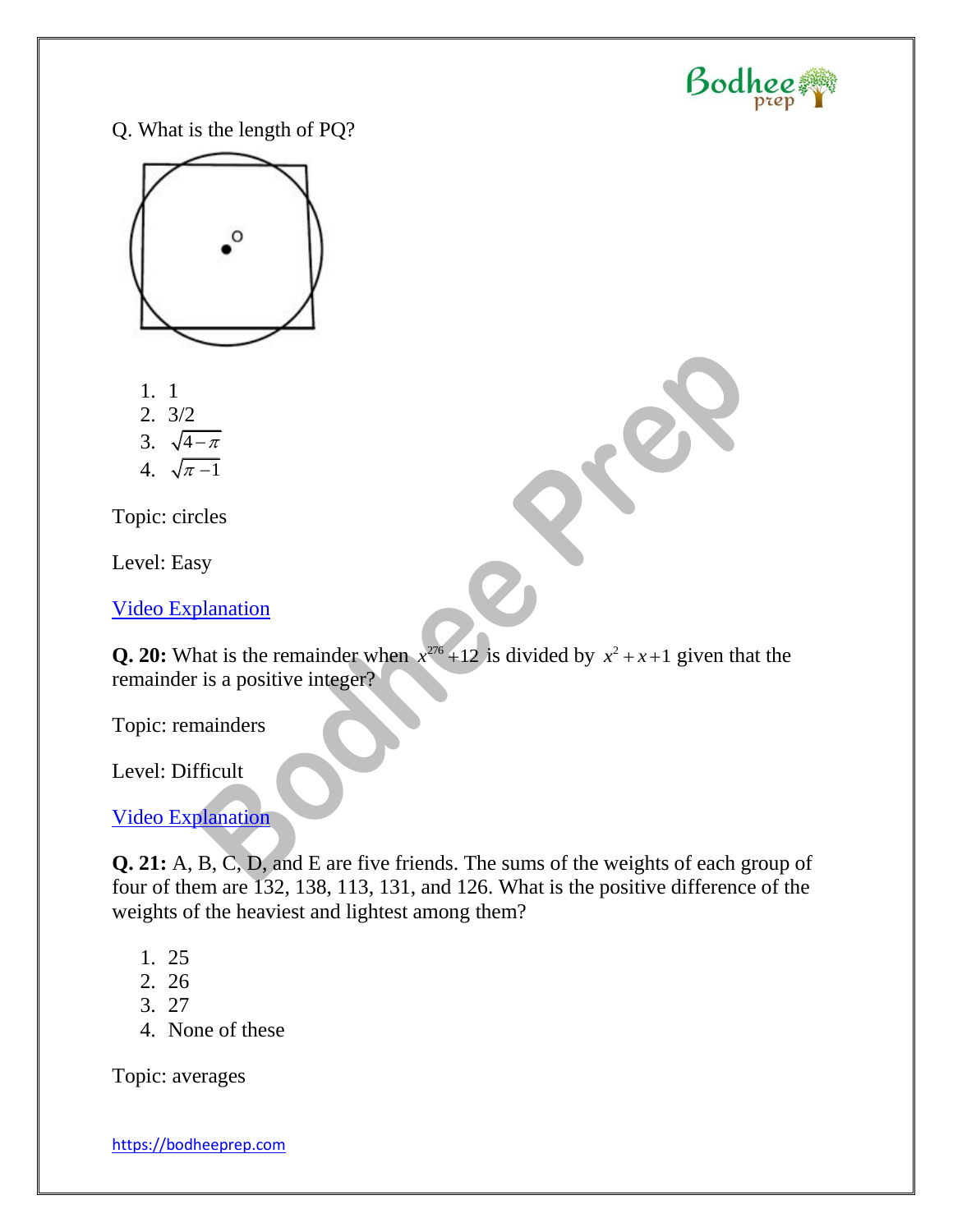Q. What is the length of PQ?

O

1. 1
2. 3/2
3. $\sqrt{4-\pi}$
4. $\sqrt{\pi - 1}$

Topic: circles

Level: Easy

Video Explanation

**Q. 20:** What is the remainder when $x^{276} + 12$ is divided by $x^2 + x + 1$ given that the remainder is a positive integer?

Topic: remainders

Level: Difficult

Video Explanation

**Q. 21:** A, B, C, D, and E are five friends. The sums of the weights of each group of four of them are 132, 138, 113, 131, and 126. What is the positive difference of the weights of the heaviest and lightest among them?

1. 25
2. 26
3. 27
4. None of these

Topic: averages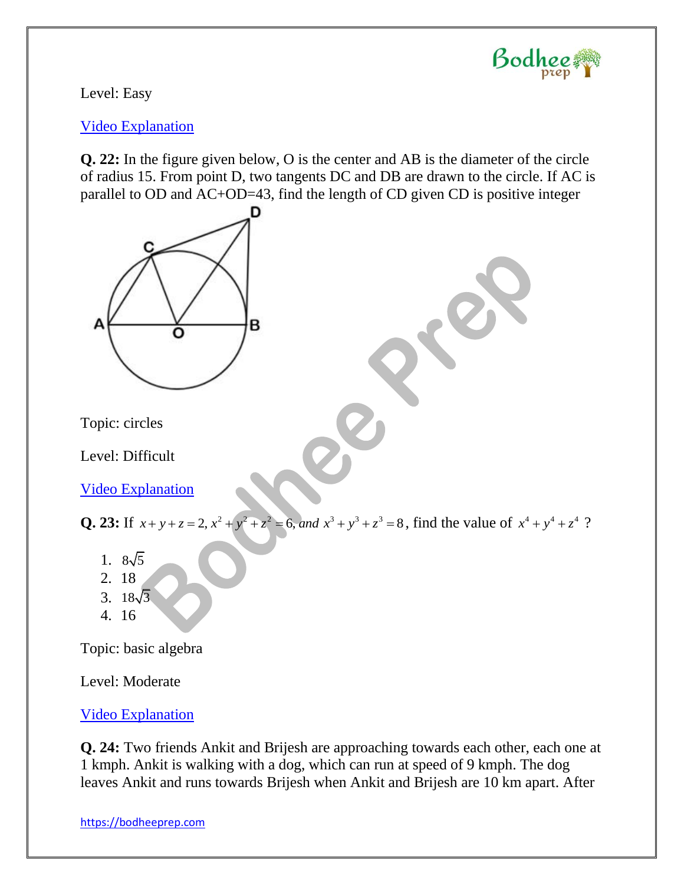Level: Easy

Video Explanation

**Q. 22:** In the figure given below, O is the center and AB is the diameter of the circle of radius 15. From point D, two tangents DC and DB are drawn to the circle. If AC is parallel to OD and AC+OD=43, find the length of CD given CD is positive integer

D

C

A

O

B

Topic: circles

Level: Difficult

Video Explanation

**Q. 23:** If $x+y+z=2, x^2+y^2+z^2=6,$ *and* $x^3+y^3+z^3=8$, find the value of $x^4+y^4+z^4$ ?

1. $8\sqrt{5}$
2. 18
3. $18\sqrt{3}$
4. 16

Topic: basic algebra

Level: Moderate

Video Explanation

**Q. 24:** Two friends Ankit and Brijesh are approaching towards each other, each one at 1 kmph. Ankit is walking with a dog, which can run at speed of 9 kmph. The dog leaves Ankit and runs towards Brijesh when Ankit and Brijesh are 10 km apart. After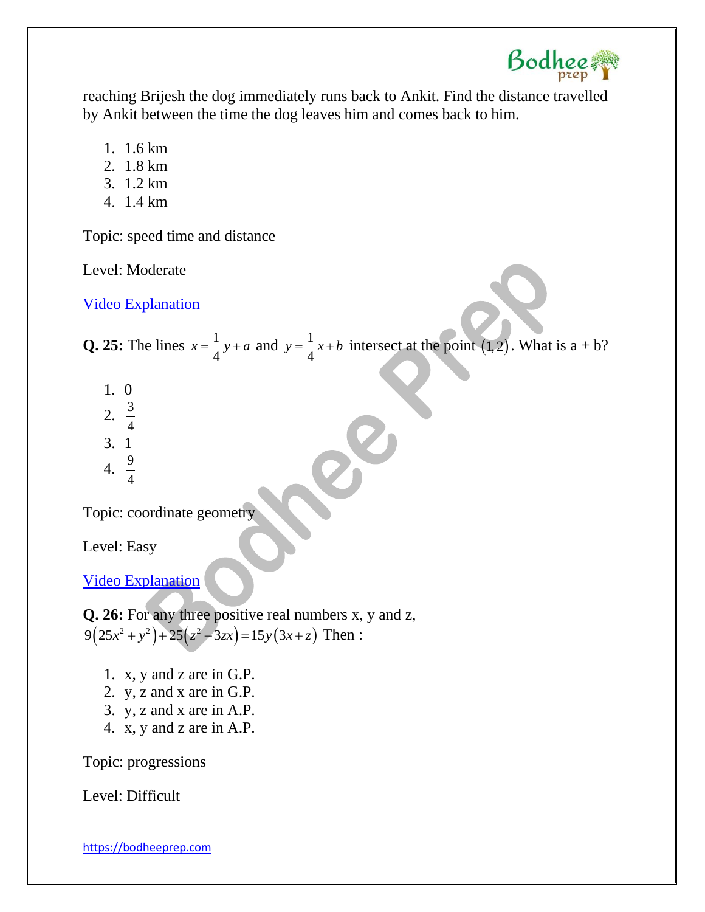reaching Brijesh the dog immediately runs back to Ankit. Find the distance travelled by Ankit between the time the dog leaves him and comes back to him.

1. 1.6 km
2. 1.8 km
3. 1.2 km
4. 1.4 km

Topic: speed time and distance

Level: Moderate

Video Explanation

**Q. 25:** The lines $x = \frac{1}{4}y + a$ and $y = \frac{1}{4}x + b$ intersect at the point $(1,2)$. What is a + b?

1. 0
2. $\frac{3}{4}$
3. 1
4. $\frac{9}{4}$

Topic: coordinate geometry

Level: Easy

Video Explanation

**Q. 26:** For any three positive real numbers x, y and z, $9\left(25x^2 + y^2\right) + 25\left(z^2 - 3zx\right) = 15y\left(3x + z\right)$ Then :

1. x, y and z are in G.P.
2. y, z and x are in G.P.
3. y, z and x are in A.P.
4. x, y and z are in A.P.

Topic: progressions

Level: Difficult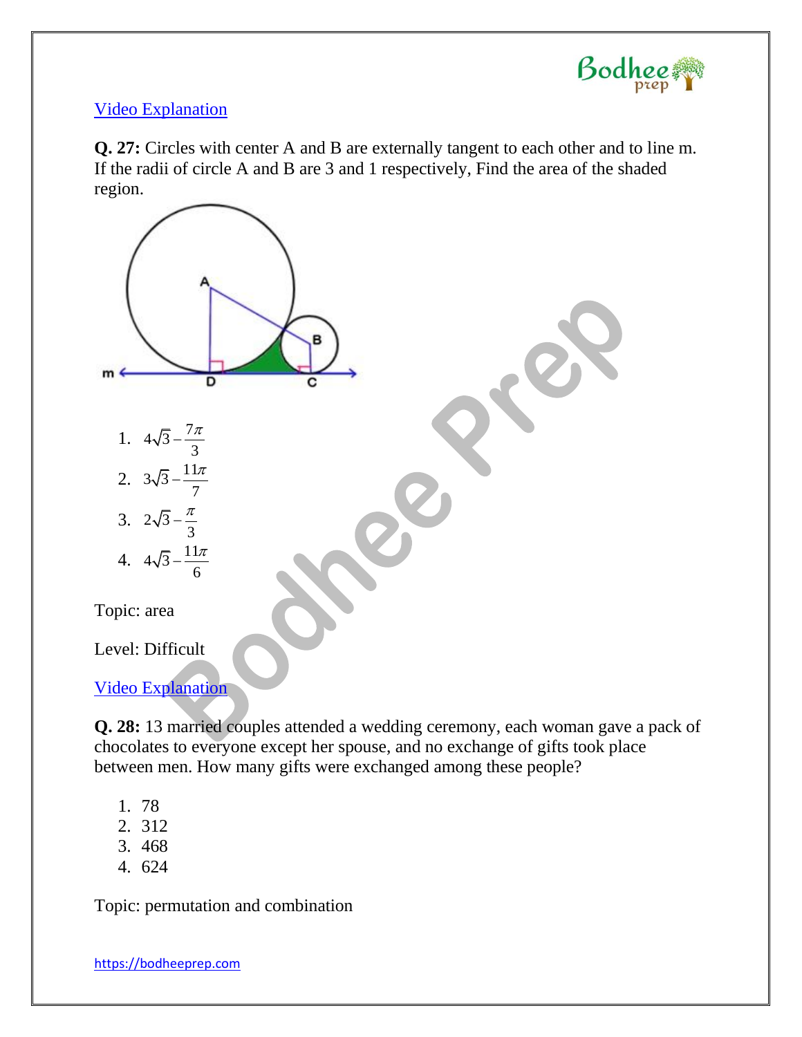[Video Explanation](#)

**Q. 27:** Circles with center A and B are externally tangent to each other and to line m. If the radii of circle A and B are 3 and 1 respectively, Find the area of the shaded region.

A

B

m

D

C

1. $4\sqrt{3} - \frac{7\pi}{3}$
2. $3\sqrt{3} - \frac{11\pi}{7}$
3. $2\sqrt{3} - \frac{\pi}{3}$
4. $4\sqrt{3} - \frac{11\pi}{6}$

Topic: area

Level: Difficult

[Video Explanation](#)

**Q. 28:** 13 married couples attended a wedding ceremony, each woman gave a pack of chocolates to everyone except her spouse, and no exchange of gifts took place between men. How many gifts were exchanged among these people?

1. 78
2. 312
3. 468
4. 624

Topic: permutation and combination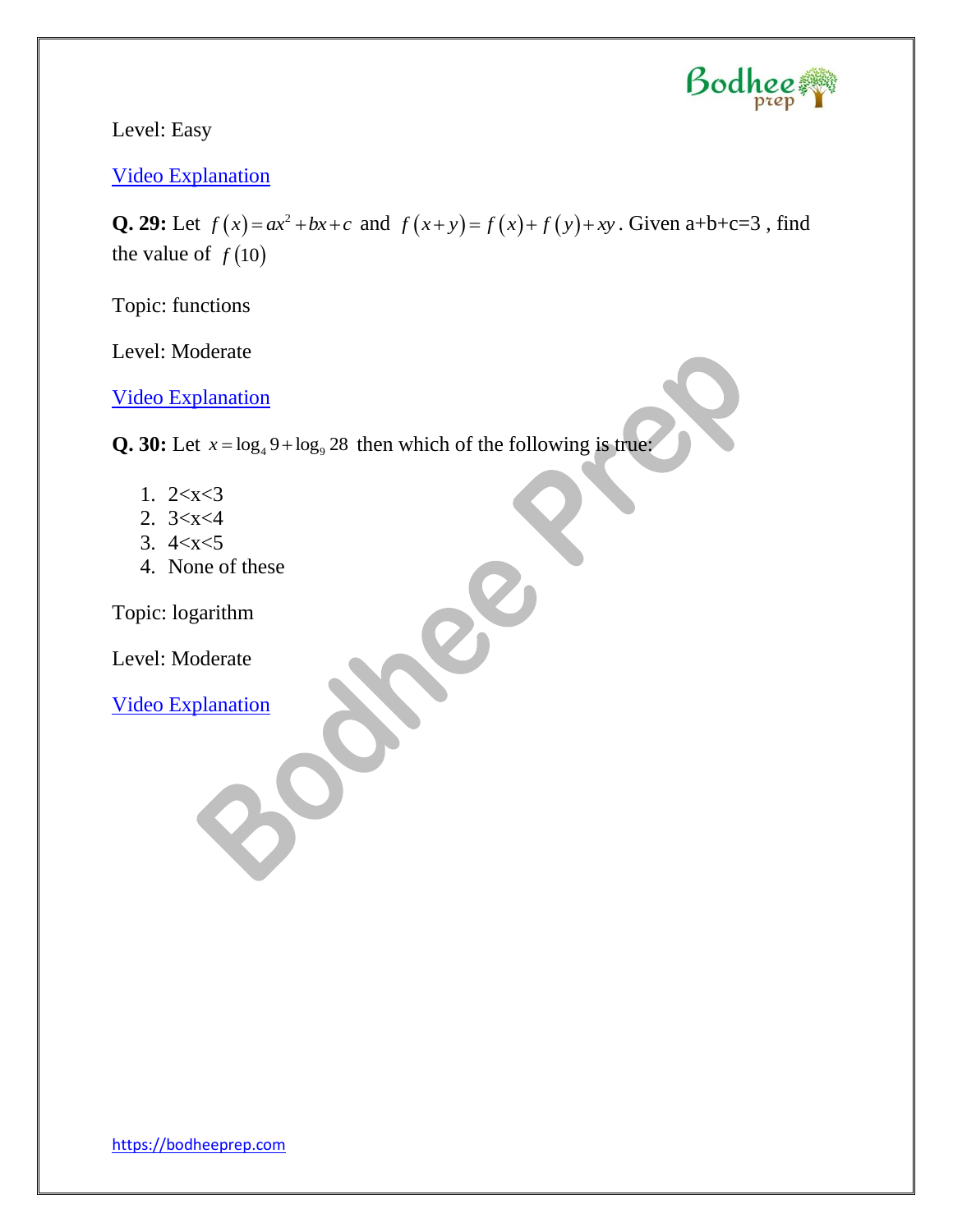Level: Easy

Video Explanation

**Q. 29:** Let $f(x) = ax^2 + bx + c$ and $f(x+y) = f(x) + f(y) + xy$. Given a+b+c=3 , find the value of $f(10)$

Topic: functions

Level: Moderate

Video Explanation

**Q. 30:** Let $x = \log_4 9 + \log_9 28$ then which of the following is true:

1. 2<x<3
2. 3<x<4
3. 4<x<5
4. None of these

Topic: logarithm

Level: Moderate

Video Explanation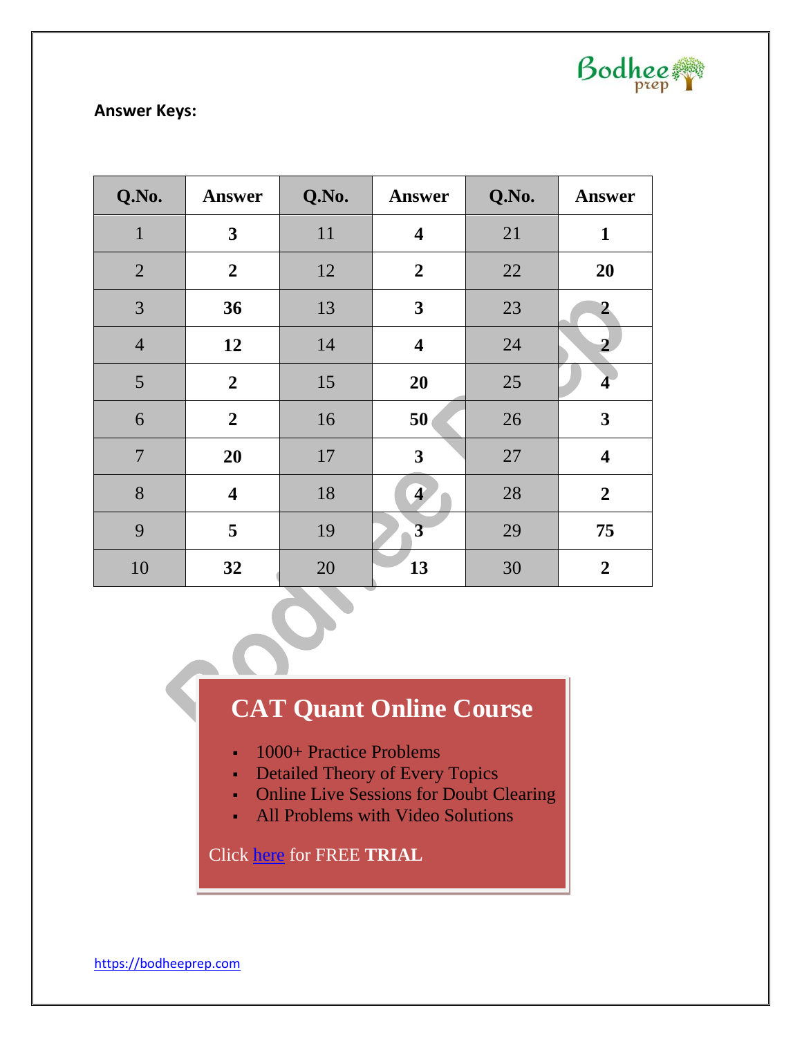**Answer Keys:**

| Q.No. | Answer | Q.No. | Answer | Q.No. | Answer |
|---|---|---|---|---|---|
| 1 | **3** | 11 | **4** | 21 | **1** |
| 2 | **2** | 12 | **2** | 22 | **20** |
| 3 | **36** | 13 | **3** | 23 | **2** |
| 4 | **12** | 14 | **4** | 24 | **2** |
| 5 | **2** | 15 | **20** | 25 | **4** |
| 6 | **2** | 16 | **50** | 26 | **3** |
| 7 | **20** | 17 | **3** | 27 | **4** |
| 8 | **4** | 18 | **4** | 28 | **2** |
| 9 | **5** | 19 | **3** | 29 | **75** |
| 10 | **32** | 20 | **13** | 30 | **2** |

## CAT Quant Online Course

- 1000+ Practice Problems
- Detailed Theory of Every Topics
- Online Live Sessions for Doubt Clearing
- All Problems with Video Solutions

Click here for FREE **TRIAL**

https://bodheeprep.com